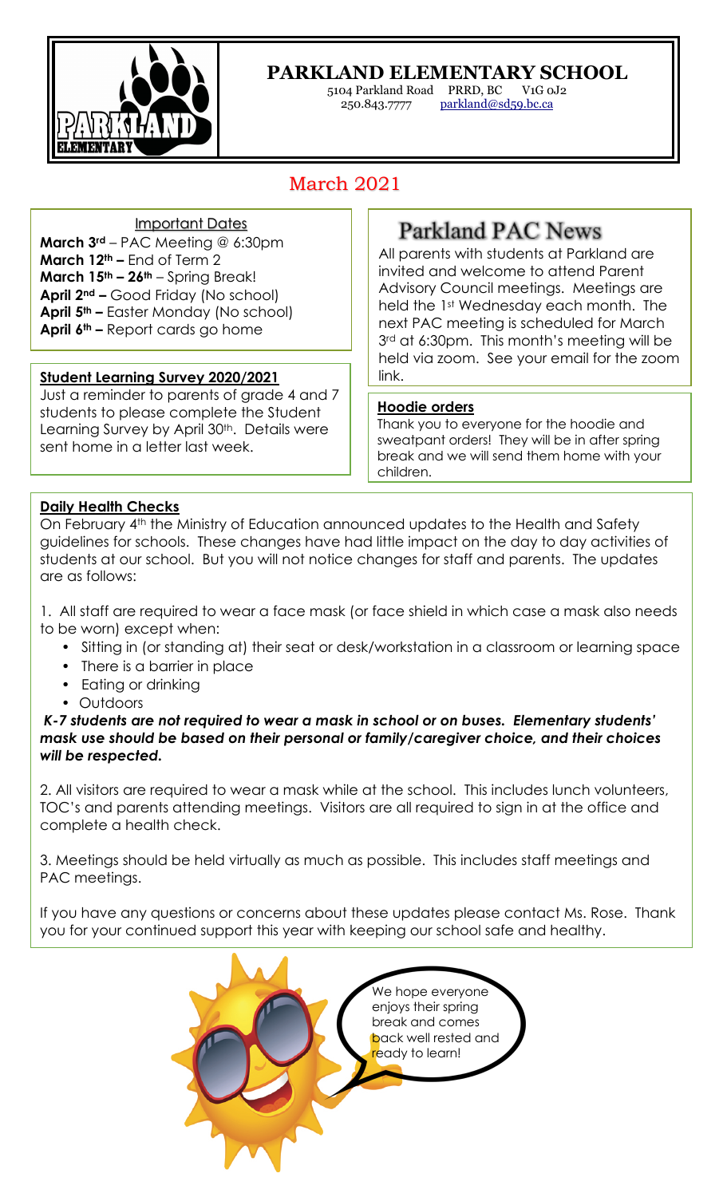# PARKLAND ELEMENTARY SCHOOL

5104 Parkland Road PRRD, BC V1G 0J2
250.843.7777 parkland@sd59.bc.ca

## March 2021

### Important Dates

**March 3rd** – PAC Meeting @ 6:30pm
**March 12th –** End of Term 2
**March 15th – 26th** – Spring Break!
**April 2nd –** Good Friday (No school)
**April 5th –** Easter Monday (No school)
**April 6th –** Report cards go home

### Student Learning Survey 2020/2021

Just a reminder to parents of grade 4 and 7 students to please complete the Student Learning Survey by April 30th. Details were sent home in a letter last week.

## Parkland PAC News

All parents with students at Parkland are invited and welcome to attend Parent Advisory Council meetings. Meetings are held the 1st Wednesday each month. The next PAC meeting is scheduled for March 3rd at 6:30pm. This month's meeting will be held via zoom. See your email for the zoom link.

### Hoodie orders

Thank you to everyone for the hoodie and sweatpant orders! They will be in after spring break and we will send them home with your children.

### Daily Health Checks

On February 4th the Ministry of Education announced updates to the Health and Safety guidelines for schools. These changes have had little impact on the day to day activities of students at our school. But you will not notice changes for staff and parents. The updates are as follows:

1. All staff are required to wear a face mask (or face shield in which case a mask also needs to be worn) except when:
   - Sitting in (or standing at) their seat or desk/workstation in a classroom or learning space
   - There is a barrier in place
   - Eating or drinking
   - Outdoors

***K-7 students are not required to wear a mask in school or on buses. Elementary students' mask use should be based on their personal or family/caregiver choice, and their choices will be respected.***

2. All visitors are required to wear a mask while at the school. This includes lunch volunteers, TOC's and parents attending meetings. Visitors are all required to sign in at the office and complete a health check.

3. Meetings should be held virtually as much as possible. This includes staff meetings and PAC meetings.

If you have any questions or concerns about these updates please contact Ms. Rose. Thank you for your continued support this year with keeping our school safe and healthy.

We hope everyone enjoys their spring break and comes back well rested and ready to learn!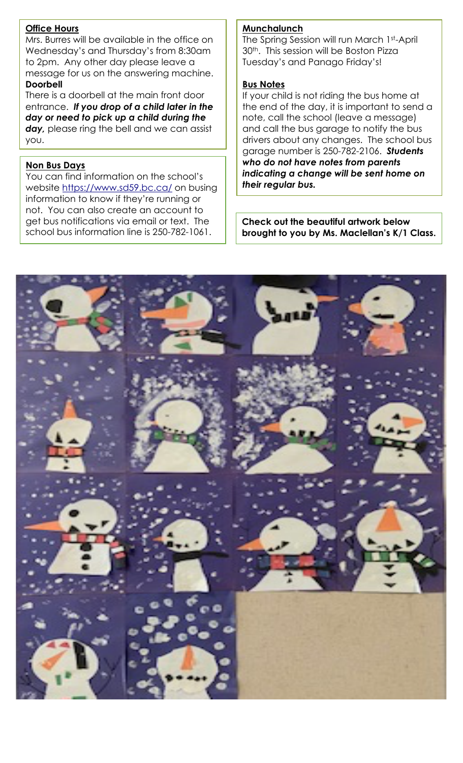**Office Hours**

Mrs. Burres will be available in the office on Wednesday's and Thursday's from 8:30am to 2pm. Any other day please leave a message for us on the answering machine.

**Doorbell**

There is a doorbell at the main front door entrance. ***If you drop of a child later in the day or need to pick up a child during the day,*** please ring the bell and we can assist you.

**Non Bus Days**

You can find information on the school's website https://www.sd59.bc.ca/ on busing information to know if they're running or not. You can also create an account to get bus notifications via email or text. The school bus information line is 250-782-1061.

**Munchalunch**

The Spring Session will run March 1st-April 30th. This session will be Boston Pizza Tuesday's and Panago Friday's!

**Bus Notes**

If your child is not riding the bus home at the end of the day, it is important to send a note, call the school (leave a message) and call the bus garage to notify the bus drivers about any changes. The school bus garage number is 250-782-2106. ***Students who do not have notes from parents indicating a change will be sent home on their regular bus.***

**Check out the beautiful artwork below brought to you by Ms. Maclellan's K/1 Class.**